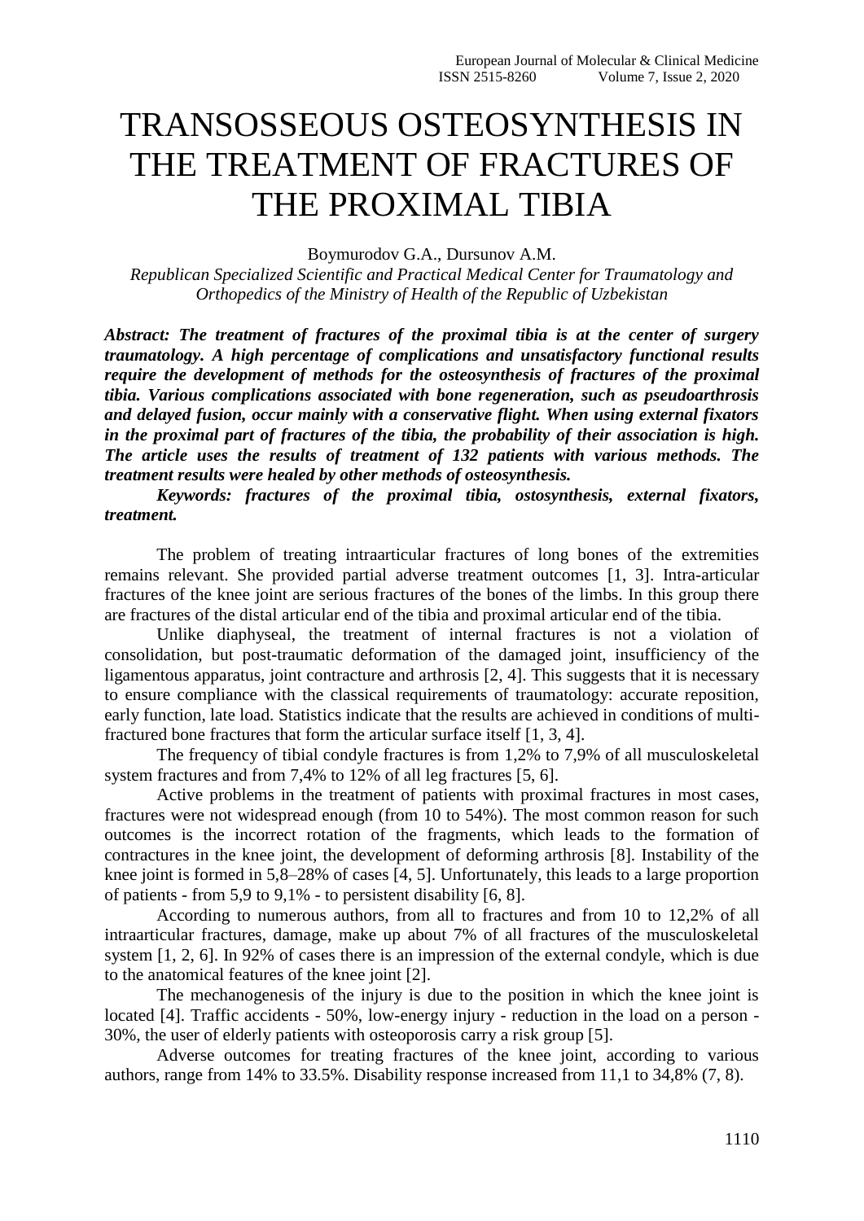# TRANSOSSEOUS OSTEOSYNTHESIS IN THE TREATMENT OF FRACTURES OF THE PROXIMAL TIBIA

Boymurodov G.A., Dursunov A.M.

*Republican Specialized Scientific and Practical Medical Center for Traumatology and Orthopedics of the Ministry of Health of the Republic of Uzbekistan*

***Abstract: The treatment of fractures of the proximal tibia is at the center of surgery traumatology. A high percentage of complications and unsatisfactory functional results require the development of methods for the osteosynthesis of fractures of the proximal tibia. Various complications associated with bone regeneration, such as pseudoarthrosis and delayed fusion, occur mainly with a conservative flight. When using external fixators in the proximal part of fractures of the tibia, the probability of their association is high. The article uses the results of treatment of 132 patients with various methods. The treatment results were healed by other methods of osteosynthesis.***

***Keywords: fractures of the proximal tibia, ostosynthesis, external fixators, treatment.***

The problem of treating intraarticular fractures of long bones of the extremities remains relevant. She provided partial adverse treatment outcomes [1, 3]. Intra-articular fractures of the knee joint are serious fractures of the bones of the limbs. In this group there are fractures of the distal articular end of the tibia and proximal articular end of the tibia.

Unlike diaphyseal, the treatment of internal fractures is not a violation of consolidation, but post-traumatic deformation of the damaged joint, insufficiency of the ligamentous apparatus, joint contracture and arthrosis [2, 4]. This suggests that it is necessary to ensure compliance with the classical requirements of traumatology: accurate reposition, early function, late load. Statistics indicate that the results are achieved in conditions of multi-fractured bone fractures that form the articular surface itself [1, 3, 4].

The frequency of tibial condyle fractures is from 1,2% to 7,9% of all musculoskeletal system fractures and from 7,4% to 12% of all leg fractures [5, 6].

Active problems in the treatment of patients with proximal fractures in most cases, fractures were not widespread enough (from 10 to 54%). The most common reason for such outcomes is the incorrect rotation of the fragments, which leads to the formation of contractures in the knee joint, the development of deforming arthrosis [8]. Instability of the knee joint is formed in 5,8–28% of cases [4, 5]. Unfortunately, this leads to a large proportion of patients - from 5,9 to 9,1% - to persistent disability [6, 8].

According to numerous authors, from all to fractures and from 10 to 12,2% of all intraarticular fractures, damage, make up about 7% of all fractures of the musculoskeletal system [1, 2, 6]. In 92% of cases there is an impression of the external condyle, which is due to the anatomical features of the knee joint [2].

The mechanogenesis of the injury is due to the position in which the knee joint is located [4]. Traffic accidents - 50%, low-energy injury - reduction in the load on a person - 30%, the user of elderly patients with osteoporosis carry a risk group [5].

Adverse outcomes for treating fractures of the knee joint, according to various authors, range from 14% to 33.5%. Disability response increased from 11,1 to 34,8% (7, 8).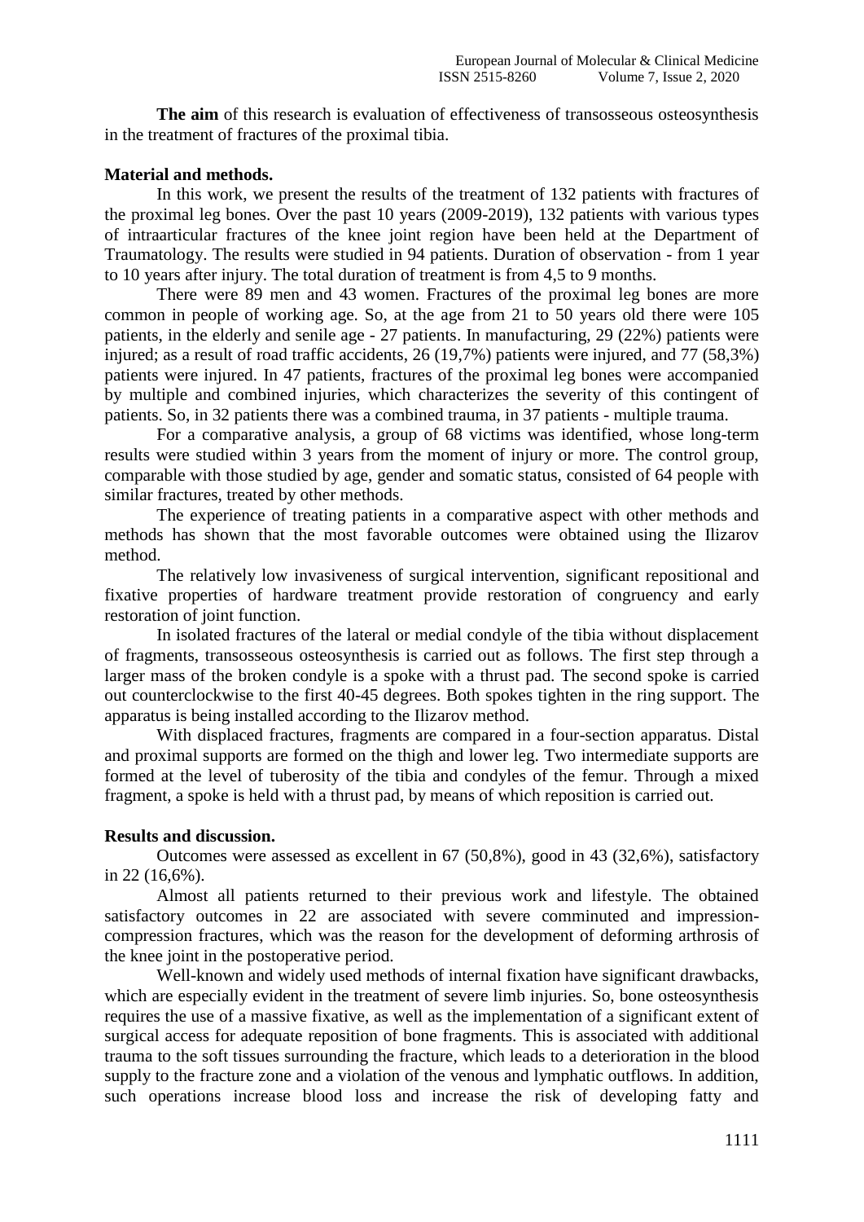**The aim** of this research is evaluation of effectiveness of transosseous osteosynthesis in the treatment of fractures of the proximal tibia.

**Material and methods.**

In this work, we present the results of the treatment of 132 patients with fractures of the proximal leg bones. Over the past 10 years (2009-2019), 132 patients with various types of intraarticular fractures of the knee joint region have been held at the Department of Traumatology. The results were studied in 94 patients. Duration of observation - from 1 year to 10 years after injury. The total duration of treatment is from 4,5 to 9 months.

There were 89 men and 43 women. Fractures of the proximal leg bones are more common in people of working age. So, at the age from 21 to 50 years old there were 105 patients, in the elderly and senile age - 27 patients. In manufacturing, 29 (22%) patients were injured; as a result of road traffic accidents, 26 (19,7%) patients were injured, and 77 (58,3%) patients were injured. In 47 patients, fractures of the proximal leg bones were accompanied by multiple and combined injuries, which characterizes the severity of this contingent of patients. So, in 32 patients there was a combined trauma, in 37 patients - multiple trauma.

For a comparative analysis, a group of 68 victims was identified, whose long-term results were studied within 3 years from the moment of injury or more. The control group, comparable with those studied by age, gender and somatic status, consisted of 64 people with similar fractures, treated by other methods.

The experience of treating patients in a comparative aspect with other methods and methods has shown that the most favorable outcomes were obtained using the Ilizarov method.

The relatively low invasiveness of surgical intervention, significant repositional and fixative properties of hardware treatment provide restoration of congruency and early restoration of joint function.

In isolated fractures of the lateral or medial condyle of the tibia without displacement of fragments, transosseous osteosynthesis is carried out as follows. The first step through a larger mass of the broken condyle is a spoke with a thrust pad. The second spoke is carried out counterclockwise to the first 40-45 degrees. Both spokes tighten in the ring support. The apparatus is being installed according to the Ilizarov method.

With displaced fractures, fragments are compared in a four-section apparatus. Distal and proximal supports are formed on the thigh and lower leg. Two intermediate supports are formed at the level of tuberosity of the tibia and condyles of the femur. Through a mixed fragment, a spoke is held with a thrust pad, by means of which reposition is carried out.

**Results and discussion.**

Outcomes were assessed as excellent in 67 (50,8%), good in 43 (32,6%), satisfactory in 22 (16,6%).

Almost all patients returned to their previous work and lifestyle. The obtained satisfactory outcomes in 22 are associated with severe comminuted and impression-compression fractures, which was the reason for the development of deforming arthrosis of the knee joint in the postoperative period.

Well-known and widely used methods of internal fixation have significant drawbacks, which are especially evident in the treatment of severe limb injuries. So, bone osteosynthesis requires the use of a massive fixative, as well as the implementation of a significant extent of surgical access for adequate reposition of bone fragments. This is associated with additional trauma to the soft tissues surrounding the fracture, which leads to a deterioration in the blood supply to the fracture zone and a violation of the venous and lymphatic outflows. In addition, such operations increase blood loss and increase the risk of developing fatty and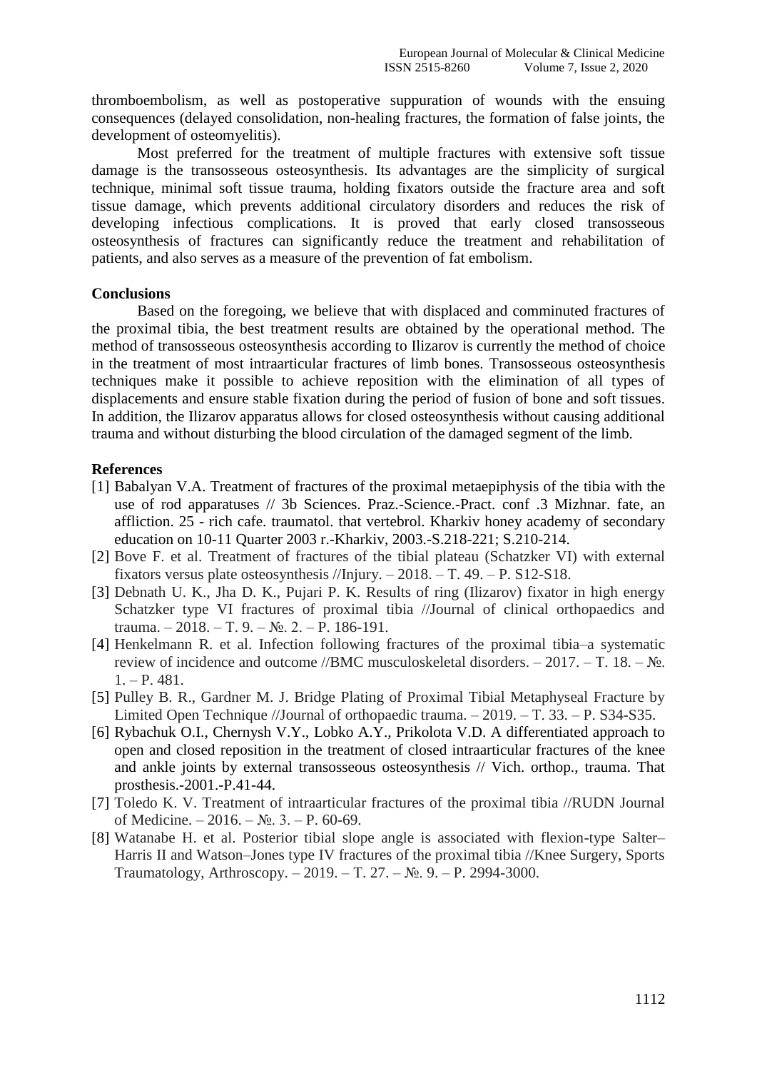thromboembolism, as well as postoperative suppuration of wounds with the ensuing consequences (delayed consolidation, non-healing fractures, the formation of false joints, the development of osteomyelitis).

Most preferred for the treatment of multiple fractures with extensive soft tissue damage is the transosseous osteosynthesis. Its advantages are the simplicity of surgical technique, minimal soft tissue trauma, holding fixators outside the fracture area and soft tissue damage, which prevents additional circulatory disorders and reduces the risk of developing infectious complications. It is proved that early closed transosseous osteosynthesis of fractures can significantly reduce the treatment and rehabilitation of patients, and also serves as a measure of the prevention of fat embolism.

**Conclusions**

Based on the foregoing, we believe that with displaced and comminuted fractures of the proximal tibia, the best treatment results are obtained by the operational method. The method of transosseous osteosynthesis according to Ilizarov is currently the method of choice in the treatment of most intraarticular fractures of limb bones. Transosseous osteosynthesis techniques make it possible to achieve reposition with the elimination of all types of displacements and ensure stable fixation during the period of fusion of bone and soft tissues. In addition, the Ilizarov apparatus allows for closed osteosynthesis without causing additional trauma and without disturbing the blood circulation of the damaged segment of the limb.

**References**

[1] Babalyan V.A. Treatment of fractures of the proximal metaepiphysis of the tibia with the use of rod apparatuses // 3b Sciences. Praz.-Science.-Pract. conf .3 Mizhnar. fate, an affliction. 25 - rich cafe. traumatol. that vertebrol. Kharkiv honey academy of secondary education on 10-11 Quarter 2003 r.-Kharkiv, 2003.-S.218-221; S.210-214.

[2] Bove F. et al. Treatment of fractures of the tibial plateau (Schatzker VI) with external fixators versus plate osteosynthesis //Injury. – 2018. – T. 49. – P. S12-S18.

[3] Debnath U. K., Jha D. K., Pujari P. K. Results of ring (Ilizarov) fixator in high energy Schatzker type VI fractures of proximal tibia //Journal of clinical orthopaedics and trauma. – 2018. – T. 9. – №. 2. – P. 186-191.

[4] Henkelmann R. et al. Infection following fractures of the proximal tibia–a systematic review of incidence and outcome //BMC musculoskeletal disorders. – 2017. – T. 18. – №. 1. – P. 481.

[5] Pulley B. R., Gardner M. J. Bridge Plating of Proximal Tibial Metaphyseal Fracture by Limited Open Technique //Journal of orthopaedic trauma. – 2019. – T. 33. – P. S34-S35.

[6] Rybachuk O.I., Chernysh V.Y., Lobko A.Y., Prikolota V.D. A differentiated approach to open and closed reposition in the treatment of closed intraarticular fractures of the knee and ankle joints by external transosseous osteosynthesis // Vich. orthop., trauma. That prosthesis.-2001.-P.41-44.

[7] Toledo K. V. Treatment of intraarticular fractures of the proximal tibia //RUDN Journal of Medicine. – 2016. – №. 3. – P. 60-69.

[8] Watanabe H. et al. Posterior tibial slope angle is associated with flexion-type Salter–Harris II and Watson–Jones type IV fractures of the proximal tibia //Knee Surgery, Sports Traumatology, Arthroscopy. – 2019. – T. 27. – №. 9. – P. 2994-3000.